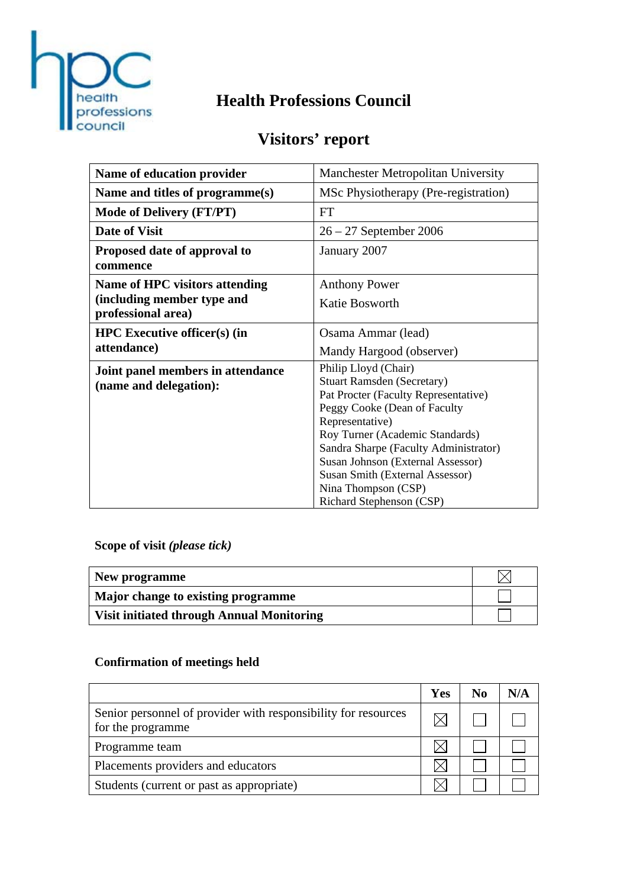# Health Professions Council

## Visitors' report

| | |
|---|---|
| **Name of education provider** | Manchester Metropolitan University |
| **Name and titles of programme(s)** | MSc Physiotherapy (Pre-registration) |
| **Mode of Delivery (FT/PT)** | FT |
| **Date of Visit** | 26 – 27 September 2006 |
| **Proposed date of approval to commence** | January 2007 |
| **Name of HPC visitors attending (including member type and professional area)** | Anthony Power<br>Katie Bosworth |
| **HPC Executive officer(s) (in attendance)** | Osama Ammar (lead)<br>Mandy Hargood (observer) |
| **Joint panel members in attendance (name and delegation):** | Philip Lloyd (Chair)<br>Stuart Ramsden (Secretary)<br>Pat Procter (Faculty Representative)<br>Peggy Cooke (Dean of Faculty Representative)<br>Roy Turner (Academic Standards)<br>Sandra Sharpe (Faculty Administrator)<br>Susan Johnson (External Assessor)<br>Susan Smith (External Assessor)<br>Nina Thompson (CSP)<br>Richard Stephenson (CSP) |

**Scope of visit** ***(please tick)***

| | |
|---|---|
| **New programme** | ☒ |
| **Major change to existing programme** | ☐ |
| **Visit initiated through Annual Monitoring** | ☐ |

**Confirmation of meetings held**

| | Yes | No | N/A |
|---|---|---|---|
| Senior personnel of provider with responsibility for resources for the programme | ☒ | ☐ | ☐ |
| Programme team | ☒ | ☐ | ☐ |
| Placements providers and educators | ☒ | ☐ | ☐ |
| Students (current or past as appropriate) | ☒ | ☐ | ☐ |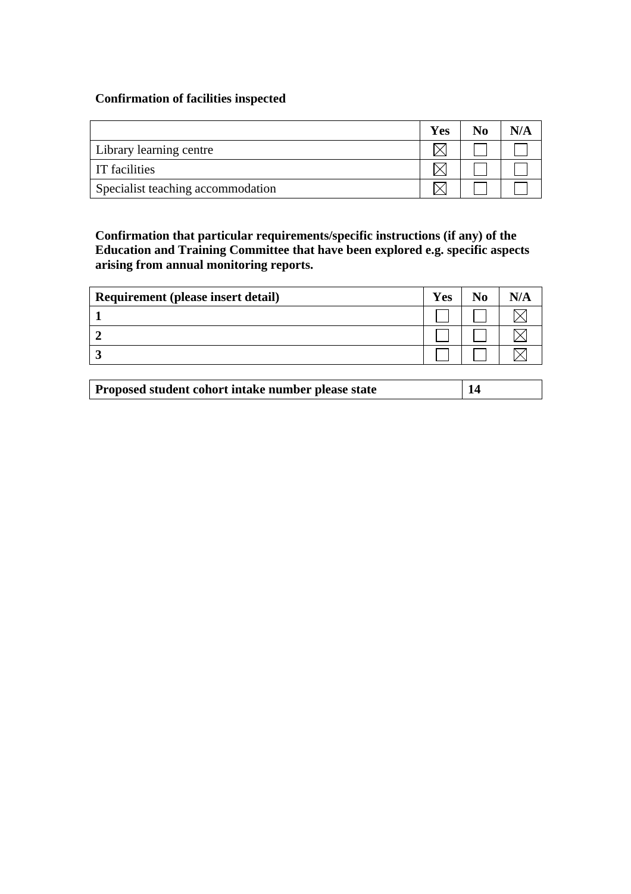**Confirmation of facilities inspected**

| | Yes | No | N/A |
|---|---|---|---|
| Library learning centre | ☒ | ☐ | ☐ |
| IT facilities | ☒ | ☐ | ☐ |
| Specialist teaching accommodation | ☒ | ☐ | ☐ |

**Confirmation that particular requirements/specific instructions (if any) of the Education and Training Committee that have been explored e.g. specific aspects arising from annual monitoring reports.**

| Requirement (please insert detail) | Yes | No | N/A |
|---|---|---|---|
| **1** | ☐ | ☐ | ☒ |
| **2** | ☐ | ☐ | ☒ |
| **3** | ☐ | ☐ | ☒ |

| Proposed student cohort intake number please state | 14 |
|---|---|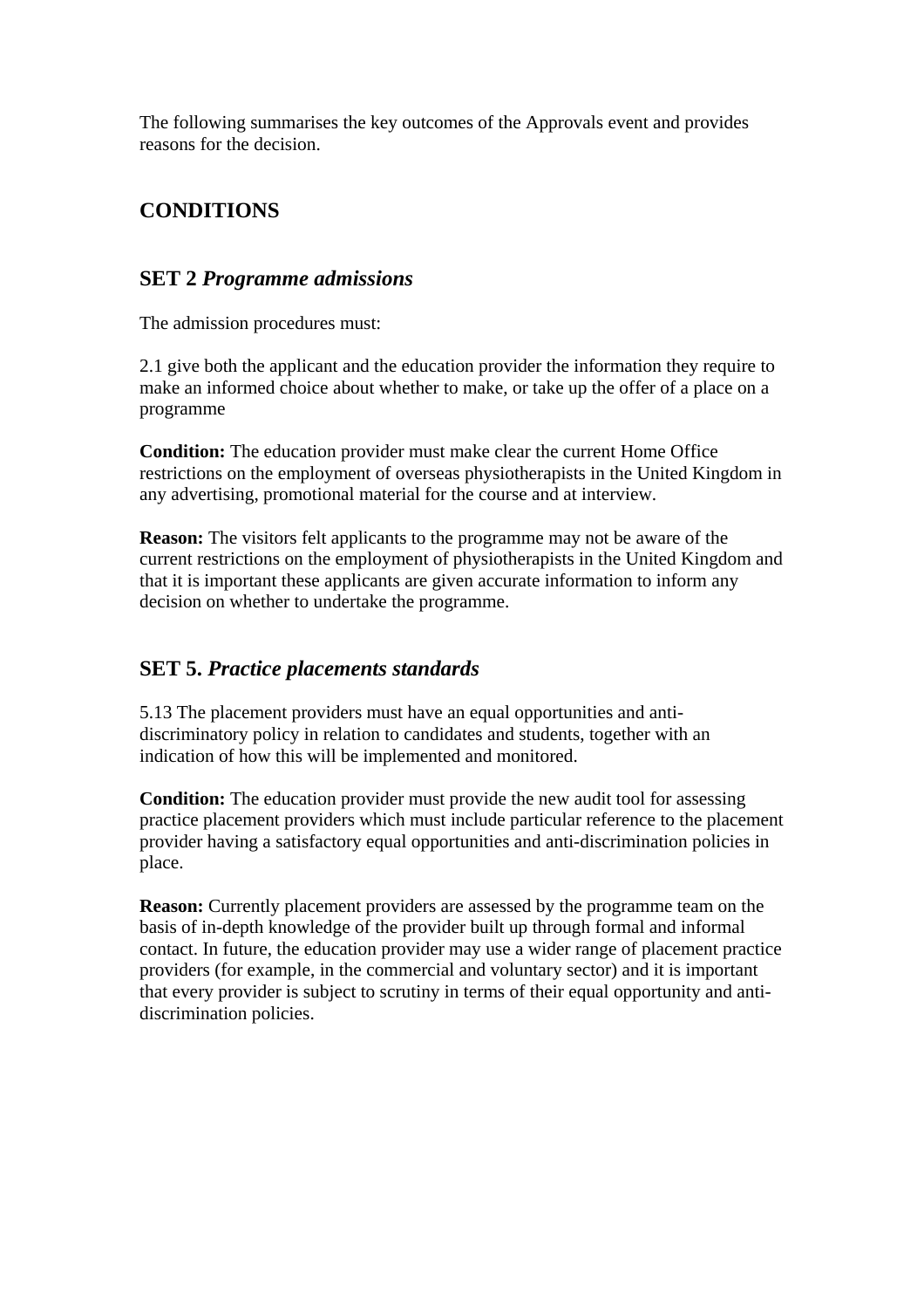The following summarises the key outcomes of the Approvals event and provides reasons for the decision.

## CONDITIONS

### SET 2 *Programme admissions*

The admission procedures must:

2.1 give both the applicant and the education provider the information they require to make an informed choice about whether to make, or take up the offer of a place on a programme

**Condition:** The education provider must make clear the current Home Office restrictions on the employment of overseas physiotherapists in the United Kingdom in any advertising, promotional material for the course and at interview.

**Reason:** The visitors felt applicants to the programme may not be aware of the current restrictions on the employment of physiotherapists in the United Kingdom and that it is important these applicants are given accurate information to inform any decision on whether to undertake the programme.

### SET 5. *Practice placements standards*

5.13 The placement providers must have an equal opportunities and anti-discriminatory policy in relation to candidates and students, together with an indication of how this will be implemented and monitored.

**Condition:** The education provider must provide the new audit tool for assessing practice placement providers which must include particular reference to the placement provider having a satisfactory equal opportunities and anti-discrimination policies in place.

**Reason:** Currently placement providers are assessed by the programme team on the basis of in-depth knowledge of the provider built up through formal and informal contact. In future, the education provider may use a wider range of placement practice providers (for example, in the commercial and voluntary sector) and it is important that every provider is subject to scrutiny in terms of their equal opportunity and anti-discrimination policies.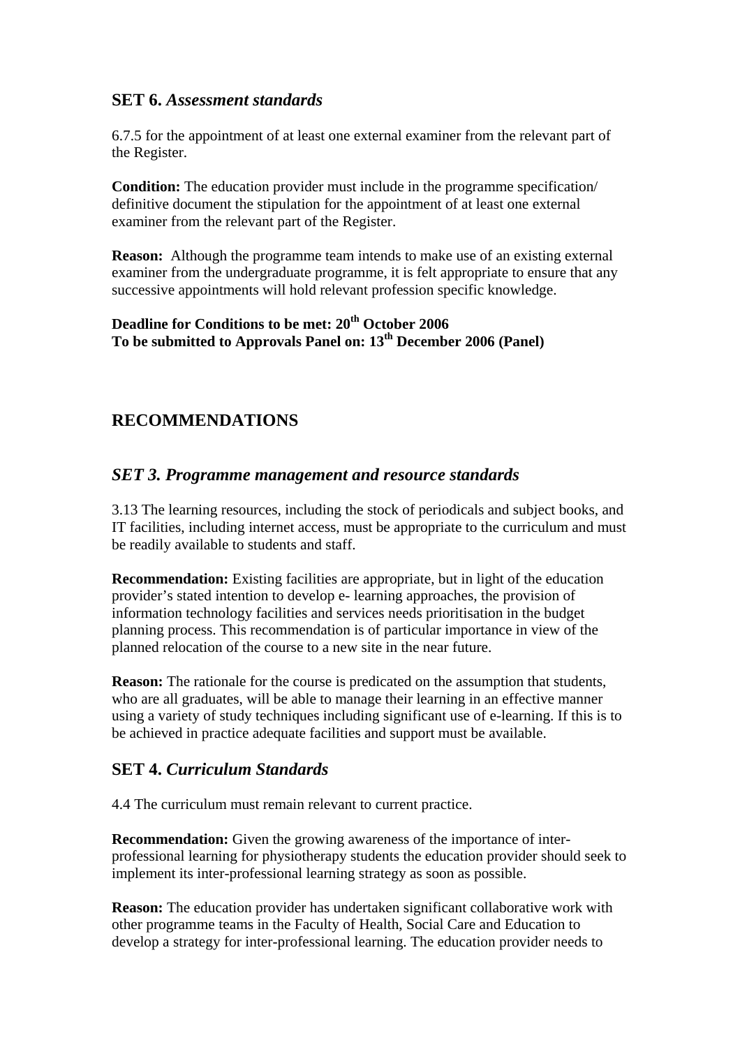## SET 6. *Assessment standards*

6.7.5 for the appointment of at least one external examiner from the relevant part of the Register.

**Condition:** The education provider must include in the programme specification/ definitive document the stipulation for the appointment of at least one external examiner from the relevant part of the Register.

**Reason:** Although the programme team intends to make use of an existing external examiner from the undergraduate programme, it is felt appropriate to ensure that any successive appointments will hold relevant profession specific knowledge.

**Deadline for Conditions to be met: 20th October 2006**
**To be submitted to Approvals Panel on: 13th December 2006 (Panel)**

# RECOMMENDATIONS

## *SET 3. Programme management and resource standards*

3.13 The learning resources, including the stock of periodicals and subject books, and IT facilities, including internet access, must be appropriate to the curriculum and must be readily available to students and staff.

**Recommendation:** Existing facilities are appropriate, but in light of the education provider's stated intention to develop e- learning approaches, the provision of information technology facilities and services needs prioritisation in the budget planning process. This recommendation is of particular importance in view of the planned relocation of the course to a new site in the near future.

**Reason:** The rationale for the course is predicated on the assumption that students, who are all graduates, will be able to manage their learning in an effective manner using a variety of study techniques including significant use of e-learning. If this is to be achieved in practice adequate facilities and support must be available.

## SET 4. *Curriculum Standards*

4.4 The curriculum must remain relevant to current practice.

**Recommendation:** Given the growing awareness of the importance of inter-professional learning for physiotherapy students the education provider should seek to implement its inter-professional learning strategy as soon as possible.

**Reason:** The education provider has undertaken significant collaborative work with other programme teams in the Faculty of Health, Social Care and Education to develop a strategy for inter-professional learning. The education provider needs to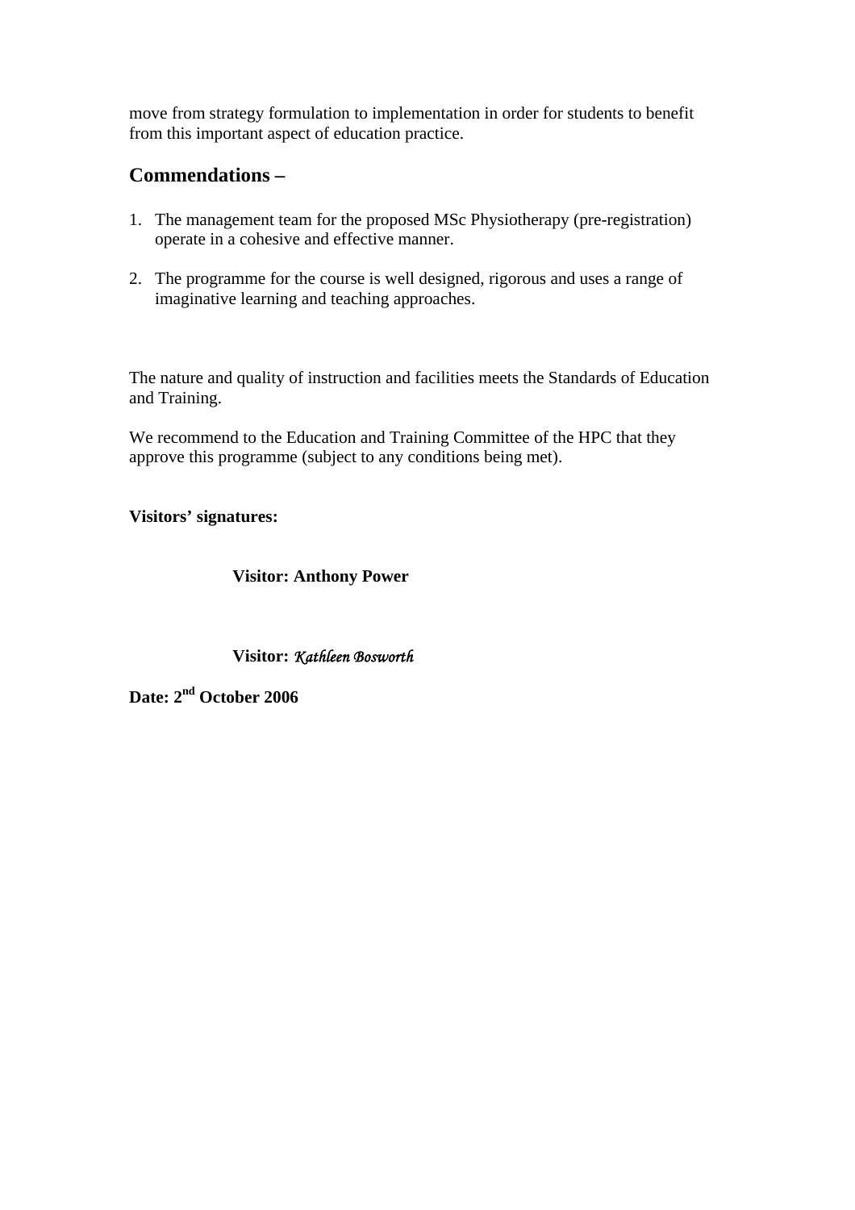move from strategy formulation to implementation in order for students to benefit from this important aspect of education practice.

## Commendations –

1. The management team for the proposed MSc Physiotherapy (pre-registration) operate in a cohesive and effective manner.

2. The programme for the course is well designed, rigorous and uses a range of imaginative learning and teaching approaches.

The nature and quality of instruction and facilities meets the Standards of Education and Training.

We recommend to the Education and Training Committee of the HPC that they approve this programme (subject to any conditions being met).

**Visitors' signatures:**

**Visitor: Anthony Power**

**Visitor:** *Kathleen Bosworth*

**Date: 2nd October 2006**